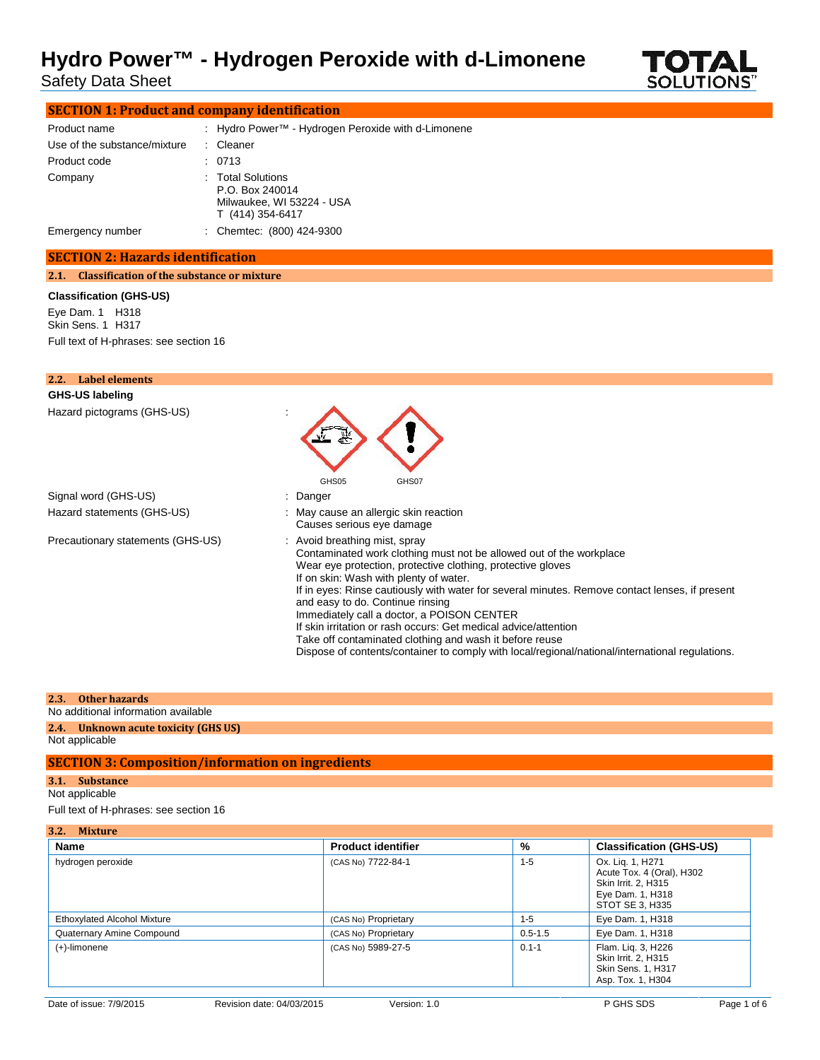# Hydro Power™ - Hydrogen Peroxide with d-Limonene

Safety Data Sheet

## SECTION 1: Product and company identification

| | |
|---|---|
| Product name | : Hydro Power™ - Hydrogen Peroxide with d-Limonene |
| Use of the substance/mixture | : Cleaner |
| Product code | : 0713 |
| Company | : Total Solutions<br>P.O. Box 240014<br>Milwaukee, WI 53224 - USA<br>T (414) 354-6417 |
| Emergency number | : Chemtec: (800) 424-9300 |

## SECTION 2: Hazards identification

### 2.1. Classification of the substance or mixture

**Classification (GHS-US)**

Eye Dam. 1 H318
Skin Sens. 1 H317

Full text of H-phrases: see section 16

### 2.2. Label elements

**GHS-US labeling**

Hazard pictograms (GHS-US) :

GHS05 GHS07

Signal word (GHS-US) : Danger

Hazard statements (GHS-US) : May cause an allergic skin reaction
Causes serious eye damage

Precautionary statements (GHS-US) : Avoid breathing mist, spray
Contaminated work clothing must not be allowed out of the workplace
Wear eye protection, protective clothing, protective gloves
If on skin: Wash with plenty of water.
If in eyes: Rinse cautiously with water for several minutes. Remove contact lenses, if present and easy to do. Continue rinsing
Immediately call a doctor, a POISON CENTER
If skin irritation or rash occurs: Get medical advice/attention
Take off contaminated clothing and wash it before reuse
Dispose of contents/container to comply with local/regional/national/international regulations.

### 2.3. Other hazards

No additional information available

### 2.4. Unknown acute toxicity (GHS US)

Not applicable

## SECTION 3: Composition/information on ingredients

### 3.1. Substance

Not applicable

Full text of H-phrases: see section 16

### 3.2. Mixture

| Name | Product identifier | % | Classification (GHS-US) |
|---|---|---|---|
| hydrogen peroxide | (CAS No) 7722-84-1 | 1-5 | Ox. Liq. 1, H271<br>Acute Tox. 4 (Oral), H302<br>Skin Irrit. 2, H315<br>Eye Dam. 1, H318<br>STOT SE 3, H335 |
| Ethoxylated Alcohol Mixture | (CAS No) Proprietary | 1-5 | Eye Dam. 1, H318 |
| Quaternary Amine Compound | (CAS No) Proprietary | 0.5-1.5 | Eye Dam. 1, H318 |
| (+)-limonene | (CAS No) 5989-27-5 | 0.1-1 | Flam. Liq. 3, H226<br>Skin Irrit. 2, H315<br>Skin Sens. 1, H317<br>Asp. Tox. 1, H304 |

Date of issue: 7/9/2015 Revision date: 04/03/2015 Version: 1.0 P GHS SDS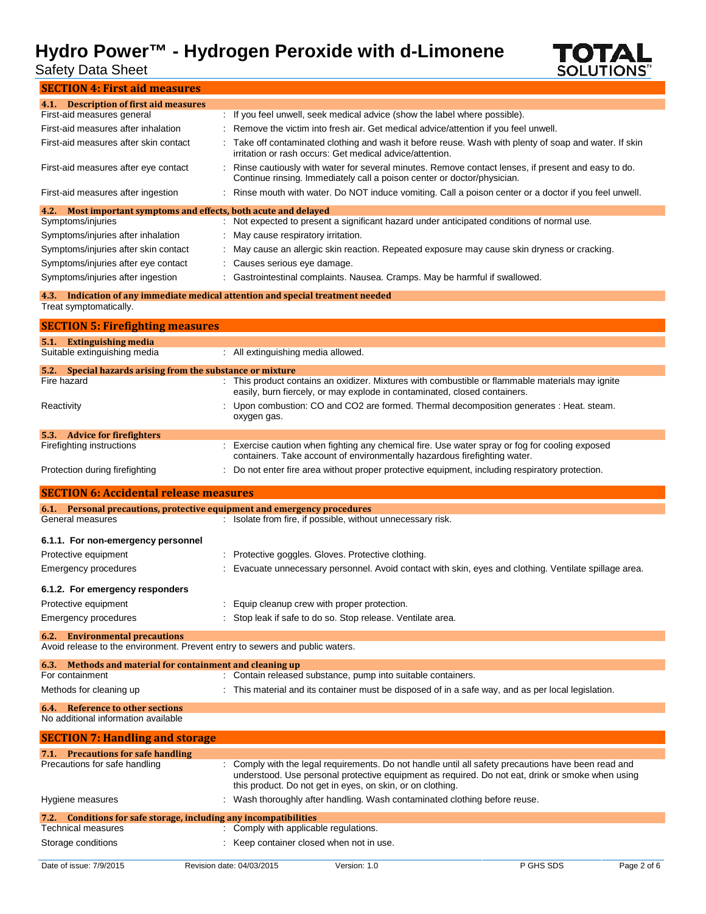## SECTION 4: First aid measures

### 4.1. Description of first aid measures

| | |
|---|---|
| First-aid measures general | : If you feel unwell, seek medical advice (show the label where possible). |
| First-aid measures after inhalation | : Remove the victim into fresh air. Get medical advice/attention if you feel unwell. |
| First-aid measures after skin contact | : Take off contaminated clothing and wash it before reuse. Wash with plenty of soap and water. If skin irritation or rash occurs: Get medical advice/attention. |
| First-aid measures after eye contact | : Rinse cautiously with water for several minutes. Remove contact lenses, if present and easy to do. Continue rinsing. Immediately call a poison center or doctor/physician. |
| First-aid measures after ingestion | : Rinse mouth with water. Do NOT induce vomiting. Call a poison center or a doctor if you feel unwell. |

### 4.2. Most important symptoms and effects, both acute and delayed

| | |
|---|---|
| Symptoms/injuries | : Not expected to present a significant hazard under anticipated conditions of normal use. |
| Symptoms/injuries after inhalation | : May cause respiratory irritation. |
| Symptoms/injuries after skin contact | : May cause an allergic skin reaction. Repeated exposure may cause skin dryness or cracking. |
| Symptoms/injuries after eye contact | : Causes serious eye damage. |
| Symptoms/injuries after ingestion | : Gastrointestinal complaints. Nausea. Cramps. May be harmful if swallowed. |

### 4.3. Indication of any immediate medical attention and special treatment needed

Treat symptomatically.

## SECTION 5: Firefighting measures

### 5.1. Extinguishing media

| | |
|---|---|
| Suitable extinguishing media | : All extinguishing media allowed. |

### 5.2. Special hazards arising from the substance or mixture

| | |
|---|---|
| Fire hazard | : This product contains an oxidizer. Mixtures with combustible or flammable materials may ignite easily, burn fiercely, or may explode in contaminated, closed containers. |
| Reactivity | : Upon combustion: CO and CO2 are formed. Thermal decomposition generates : Heat. steam. oxygen gas. |

### 5.3. Advice for firefighters

| | |
|---|---|
| Firefighting instructions | : Exercise caution when fighting any chemical fire. Use water spray or fog for cooling exposed containers. Take account of environmentally hazardous firefighting water. |
| Protection during firefighting | : Do not enter fire area without proper protective equipment, including respiratory protection. |

## SECTION 6: Accidental release measures

### 6.1. Personal precautions, protective equipment and emergency procedures

| | |
|---|---|
| General measures | : Isolate from fire, if possible, without unnecessary risk. |

#### 6.1.1. For non-emergency personnel

| | |
|---|---|
| Protective equipment | : Protective goggles. Gloves. Protective clothing. |
| Emergency procedures | : Evacuate unnecessary personnel. Avoid contact with skin, eyes and clothing. Ventilate spillage area. |

#### 6.1.2. For emergency responders

| | |
|---|---|
| Protective equipment | : Equip cleanup crew with proper protection. |
| Emergency procedures | : Stop leak if safe to do so. Stop release. Ventilate area. |

### 6.2. Environmental precautions

Avoid release to the environment. Prevent entry to sewers and public waters.

### 6.3. Methods and material for containment and cleaning up

| | |
|---|---|
| For containment | : Contain released substance, pump into suitable containers. |
| Methods for cleaning up | : This material and its container must be disposed of in a safe way, and as per local legislation. |

### 6.4. Reference to other sections

No additional information available

## SECTION 7: Handling and storage

### 7.1. Precautions for safe handling

| | |
|---|---|
| Precautions for safe handling | : Comply with the legal requirements. Do not handle until all safety precautions have been read and understood. Use personal protective equipment as required. Do not eat, drink or smoke when using this product. Do not get in eyes, on skin, or on clothing. |
| Hygiene measures | : Wash thoroughly after handling. Wash contaminated clothing before reuse. |

### 7.2. Conditions for safe storage, including any incompatibilities

| | |
|---|---|
| Technical measures | : Comply with applicable regulations. |
| Storage conditions | : Keep container closed when not in use. |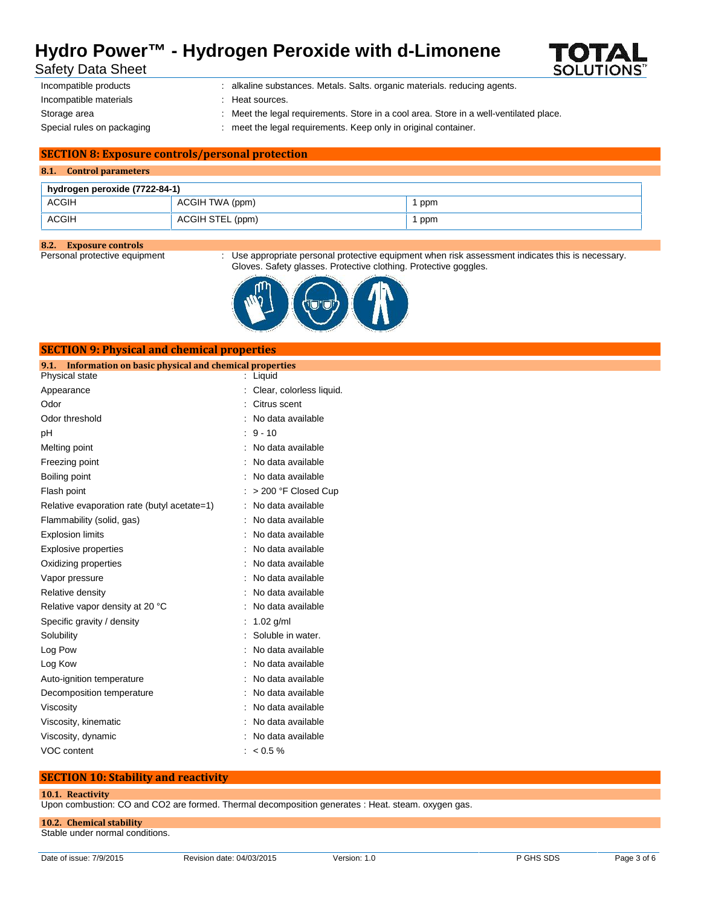| | |
|---|---|
| Incompatible products | : alkaline substances. Metals. Salts. organic materials. reducing agents. |
| Incompatible materials | : Heat sources. |
| Storage area | : Meet the legal requirements. Store in a cool area. Store in a well-ventilated place. |
| Special rules on packaging | : meet the legal requirements. Keep only in original container. |

## SECTION 8: Exposure controls/personal protection

### 8.1. Control parameters

| hydrogen peroxide (7722-84-1) | | |
|---|---|---|
| ACGIH | ACGIH TWA (ppm) | 1 ppm |
| ACGIH | ACGIH STEL (ppm) | 1 ppm |

### 8.2. Exposure controls

Personal protective equipment : Use appropriate personal protective equipment when risk assessment indicates this is necessary. Gloves. Safety glasses. Protective clothing. Protective goggles.

## SECTION 9: Physical and chemical properties

### 9.1. Information on basic physical and chemical properties

| | |
|---|---|
| Physical state | : Liquid |
| Appearance | : Clear, colorless liquid. |
| Odor | : Citrus scent |
| Odor threshold | : No data available |
| pH | : 9 - 10 |
| Melting point | : No data available |
| Freezing point | : No data available |
| Boiling point | : No data available |
| Flash point | : > 200 °F Closed Cup |
| Relative evaporation rate (butyl acetate=1) | : No data available |
| Flammability (solid, gas) | : No data available |
| Explosion limits | : No data available |
| Explosive properties | : No data available |
| Oxidizing properties | : No data available |
| Vapor pressure | : No data available |
| Relative density | : No data available |
| Relative vapor density at 20 °C | : No data available |
| Specific gravity / density | : 1.02 g/ml |
| Solubility | : Soluble in water. |
| Log Pow | : No data available |
| Log Kow | : No data available |
| Auto-ignition temperature | : No data available |
| Decomposition temperature | : No data available |
| Viscosity | : No data available |
| Viscosity, kinematic | : No data available |
| Viscosity, dynamic | : No data available |
| VOC content | : < 0.5 % |

## SECTION 10: Stability and reactivity

### 10.1. Reactivity

Upon combustion: CO and CO2 are formed. Thermal decomposition generates : Heat. steam. oxygen gas.

### 10.2. Chemical stability

Stable under normal conditions.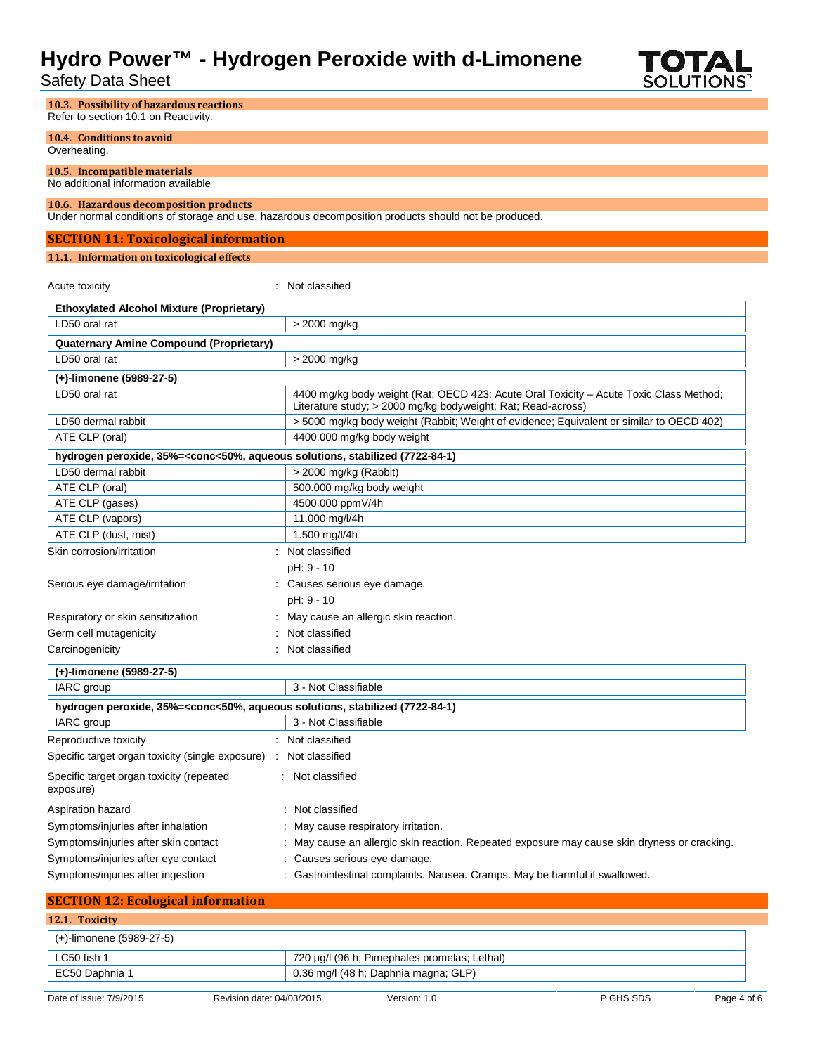#### 10.3. Possibility of hazardous reactions

Refer to section 10.1 on Reactivity.

#### 10.4. Conditions to avoid

Overheating.

#### 10.5. Incompatible materials

No additional information available

#### 10.6. Hazardous decomposition products

Under normal conditions of storage and use, hazardous decomposition products should not be produced.

## SECTION 11: Toxicological information

#### 11.1. Information on toxicological effects

Acute toxicity : Not classified

| Ethoxylated Alcohol Mixture (Proprietary) | |
|---|---|
| LD50 oral rat | > 2000 mg/kg |

| Quaternary Amine Compound (Proprietary) | |
|---|---|
| LD50 oral rat | > 2000 mg/kg |

| (+)-limonene (5989-27-5) | |
|---|---|
| LD50 oral rat | 4400 mg/kg body weight (Rat; OECD 423: Acute Oral Toxicity – Acute Toxic Class Method; Literature study; > 2000 mg/kg bodyweight; Rat; Read-across) |
| LD50 dermal rabbit | > 5000 mg/kg body weight (Rabbit; Weight of evidence; Equivalent or similar to OECD 402) |
| ATE CLP (oral) | 4400.000 mg/kg body weight |

| hydrogen peroxide, 35%=<conc<50%, aqueous solutions, stabilized (7722-84-1) | |
|---|---|
| LD50 dermal rabbit | > 2000 mg/kg (Rabbit) |
| ATE CLP (oral) | 500.000 mg/kg body weight |
| ATE CLP (gases) | 4500.000 ppmV/4h |
| ATE CLP (vapors) | 11.000 mg/l/4h |
| ATE CLP (dust, mist) | 1.500 mg/l/4h |

Skin corrosion/irritation : Not classified

pH: 9 - 10

Serious eye damage/irritation : Causes serious eye damage.

pH: 9 - 10

Respiratory or skin sensitization : May cause an allergic skin reaction.

Germ cell mutagenicity : Not classified

Carcinogenicity : Not classified

| (+)-limonene (5989-27-5) | |
|---|---|
| IARC group | 3 - Not Classifiable |

| hydrogen peroxide, 35%=<conc<50%, aqueous solutions, stabilized (7722-84-1) | |
|---|---|
| IARC group | 3 - Not Classifiable |

Reproductive toxicity : Not classified

Specific target organ toxicity (single exposure) : Not classified

Specific target organ toxicity (repeated exposure) : Not classified

Aspiration hazard : Not classified

Symptoms/injuries after inhalation : May cause respiratory irritation.

Symptoms/injuries after skin contact : May cause an allergic skin reaction. Repeated exposure may cause skin dryness or cracking.

Symptoms/injuries after eye contact : Causes serious eye damage.

Symptoms/injuries after ingestion : Gastrointestinal complaints. Nausea. Cramps. May be harmful if swallowed.

## SECTION 12: Ecological information

#### 12.1. Toxicity

| (+)-limonene (5989-27-5) | |
|---|---|
| LC50 fish 1 | 720 µg/l (96 h; Pimephales promelas; Lethal) |
| EC50 Daphnia 1 | 0.36 mg/l (48 h; Daphnia magna; GLP) |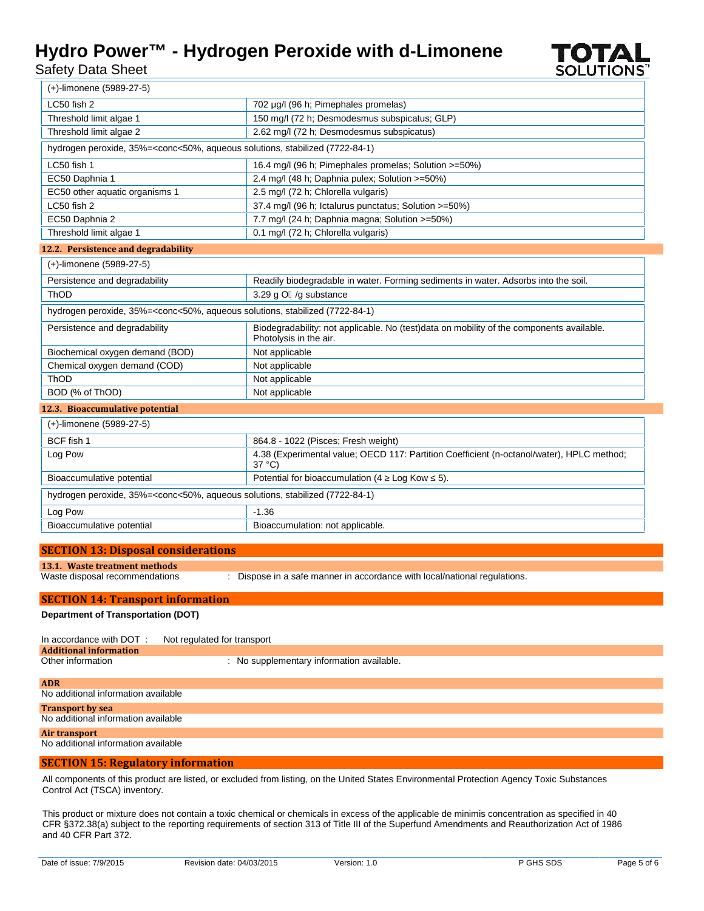| (+)-limonene (5989-27-5) | |
|---|---|
| LC50 fish 2 | 702 µg/l (96 h; Pimephales promelas) |
| Threshold limit algae 1 | 150 mg/l (72 h; Desmodesmus subspicatus; GLP) |
| Threshold limit algae 2 | 2.62 mg/l (72 h; Desmodesmus subspicatus) |

| hydrogen peroxide, 35%=<conc<50%, aqueous solutions, stabilized (7722-84-1) | |
|---|---|
| LC50 fish 1 | 16.4 mg/l (96 h; Pimephales promelas; Solution >=50%) |
| EC50 Daphnia 1 | 2.4 mg/l (48 h; Daphnia pulex; Solution >=50%) |
| EC50 other aquatic organisms 1 | 2.5 mg/l (72 h; Chlorella vulgaris) |
| LC50 fish 2 | 37.4 mg/l (96 h; Ictalurus punctatus; Solution >=50%) |
| EC50 Daphnia 2 | 7.7 mg/l (24 h; Daphnia magna; Solution >=50%) |
| Threshold limit algae 1 | 0.1 mg/l (72 h; Chlorella vulgaris) |

### 12.2. Persistence and degradability

| (+)-limonene (5989-27-5) | |
|---|---|
| Persistence and degradability | Readily biodegradable in water. Forming sediments in water. Adsorbs into the soil. |
| ThOD | 3.29 g $O_2$ /g substance |

| hydrogen peroxide, 35%=<conc<50%, aqueous solutions, stabilized (7722-84-1) | |
|---|---|
| Persistence and degradability | Biodegradability: not applicable. No (test)data on mobility of the components available. Photolysis in the air. |
| Biochemical oxygen demand (BOD) | Not applicable |
| Chemical oxygen demand (COD) | Not applicable |
| ThOD | Not applicable |
| BOD (% of ThOD) | Not applicable |

### 12.3. Bioaccumulative potential

| (+)-limonene (5989-27-5) | |
|---|---|
| BCF fish 1 | 864.8 - 1022 (Pisces; Fresh weight) |
| Log Pow | 4.38 (Experimental value; OECD 117: Partition Coefficient (n-octanol/water), HPLC method; 37 °C) |
| Bioaccumulative potential | Potential for bioaccumulation (4 ≥ Log Kow ≤ 5). |

| hydrogen peroxide, 35%=<conc<50%, aqueous solutions, stabilized (7722-84-1) | |
|---|---|
| Log Pow | -1.36 |
| Bioaccumulative potential | Bioaccumulation: not applicable. |

## SECTION 13: Disposal considerations

### 13.1. Waste treatment methods

Waste disposal recommendations : Dispose in a safe manner in accordance with local/national regulations.

## SECTION 14: Transport information

**Department of Transportation (DOT)**

In accordance with DOT : Not regulated for transport

### Additional information

Other information : No supplementary information available.

### ADR

No additional information available

### Transport by sea

No additional information available

### Air transport

No additional information available

## SECTION 15: Regulatory information

All components of this product are listed, or excluded from listing, on the United States Environmental Protection Agency Toxic Substances Control Act (TSCA) inventory.

This product or mixture does not contain a toxic chemical or chemicals in excess of the applicable de minimis concentration as specified in 40 CFR §372.38(a) subject to the reporting requirements of section 313 of Title III of the Superfund Amendments and Reauthorization Act of 1986 and 40 CFR Part 372.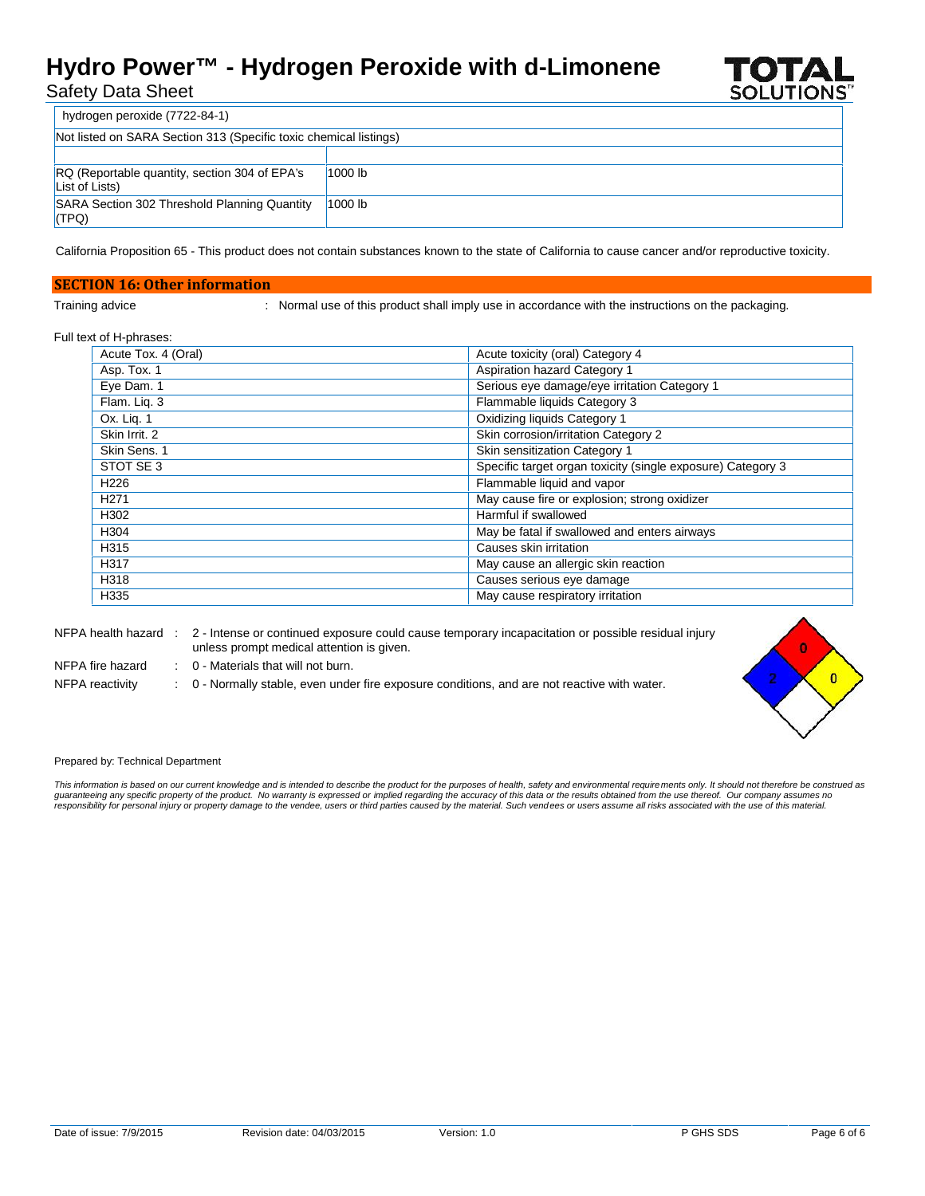| hydrogen peroxide (7722-84-1) | |
|---|---|
| Not listed on SARA Section 313 (Specific toxic chemical listings) | |
| | |
| RQ (Reportable quantity, section 304 of EPA's List of Lists) | 1000 lb |
| SARA Section 302 Threshold Planning Quantity (TPQ) | 1000 lb |

California Proposition 65 - This product does not contain substances known to the state of California to cause cancer and/or reproductive toxicity.

## SECTION 16: Other information

Training advice : Normal use of this product shall imply use in accordance with the instructions on the packaging.

Full text of H-phrases:

| | |
|---|---|
| Acute Tox. 4 (Oral) | Acute toxicity (oral) Category 4 |
| Asp. Tox. 1 | Aspiration hazard Category 1 |
| Eye Dam. 1 | Serious eye damage/eye irritation Category 1 |
| Flam. Liq. 3 | Flammable liquids Category 3 |
| Ox. Liq. 1 | Oxidizing liquids Category 1 |
| Skin Irrit. 2 | Skin corrosion/irritation Category 2 |
| Skin Sens. 1 | Skin sensitization Category 1 |
| STOT SE 3 | Specific target organ toxicity (single exposure) Category 3 |
| H226 | Flammable liquid and vapor |
| H271 | May cause fire or explosion; strong oxidizer |
| H302 | Harmful if swallowed |
| H304 | May be fatal if swallowed and enters airways |
| H315 | Causes skin irritation |
| H317 | May cause an allergic skin reaction |
| H318 | Causes serious eye damage |
| H335 | May cause respiratory irritation |

NFPA health hazard : 2 - Intense or continued exposure could cause temporary incapacitation or possible residual injury unless prompt medical attention is given.

NFPA fire hazard : 0 - Materials that will not burn.

NFPA reactivity : 0 - Normally stable, even under fire exposure conditions, and are not reactive with water.

0
2
0

Prepared by: Technical Department

*This information is based on our current knowledge and is intended to describe the product for the purposes of health, safety and environmental requirements only. It should not therefore be construed as guaranteeing any specific property of the product. No warranty is expressed or implied regarding the accuracy of this data or the results obtained from the use thereof. Our company assumes no responsibility for personal injury or property damage to the vendee, users or third parties caused by the material. Such vendees or users assume all risks associated with the use of this material.*